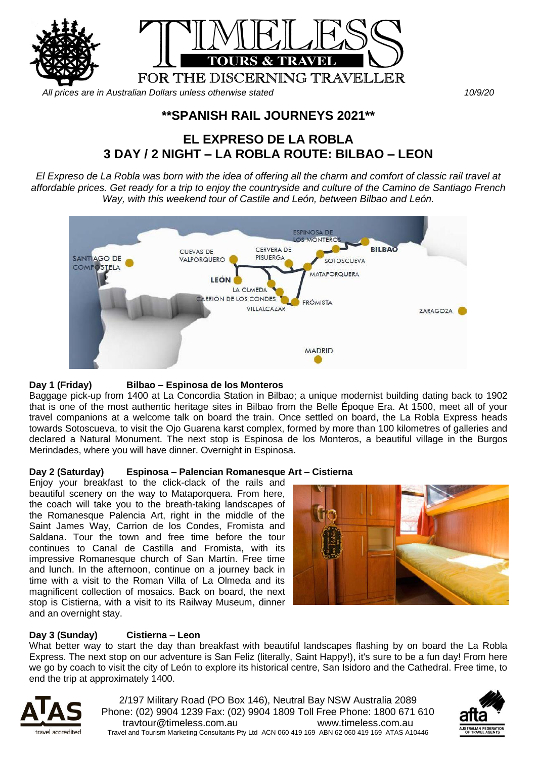# TIMELESS TOURS & TRAVEL

FOR THE DISCERNING TRAVELLER

*All prices are in Australian Dollars unless otherwise stated* 10/9/20

## **SPANISH RAIL JOURNEYS 2021**

## EL EXPRESO DE LA ROBLA
## 3 DAY / 2 NIGHT – LA ROBLA ROUTE: BILBAO – LEON

*El Expreso de La Robla was born with the idea of offering all the charm and comfort of classic rail travel at affordable prices. Get ready for a trip to enjoy the countryside and culture of the Camino de Santiago French Way, with this weekend tour of Castile and León, between Bilbao and León.*

**Day 1 (Friday) Bilbao – Espinosa de los Monteros**

Baggage pick-up from 1400 at La Concordia Station in Bilbao; a unique modernist building dating back to 1902 that is one of the most authentic heritage sites in Bilbao from the Belle Époque Era. At 1500, meet all of your travel companions at a welcome talk on board the train. Once settled on board, the La Robla Express heads towards Sotoscueva, to visit the Ojo Guarena karst complex, formed by more than 100 kilometres of galleries and declared a Natural Monument. The next stop is Espinosa de los Monteros, a beautiful village in the Burgos Merindades, where you will have dinner. Overnight in Espinosa.

**Day 2 (Saturday) Espinosa – Palencian Romanesque Art – Cistierna**

Enjoy your breakfast to the click-clack of the rails and beautiful scenery on the way to Mataporquera. From here, the coach will take you to the breath-taking landscapes of the Romanesque Palencia Art, right in the middle of the Saint James Way, Carrion de los Condes, Fromista and Saldana. Tour the town and free time before the tour continues to Canal de Castilla and Fromista, with its impressive Romanesque church of San Martín. Free time and lunch. In the afternoon, continue on a journey back in time with a visit to the Roman Villa of La Olmeda and its magnificent collection of mosaics. Back on board, the next stop is Cistierna, with a visit to its Railway Museum, dinner and an overnight stay.

**Day 3 (Sunday) Cistierna – Leon**

What better way to start the day than breakfast with beautiful landscapes flashing by on board the La Robla Express. The next stop on our adventure is San Feliz (literally, Saint Happy!), it's sure to be a fun day! From here we go by coach to visit the city of León to explore its historical centre, San Isidoro and the Cathedral. Free time, to end the trip at approximately 1400.

2/197 Military Road (PO Box 146), Neutral Bay NSW Australia 2089
Phone: (02) 9904 1239 Fax: (02) 9904 1809 Toll Free Phone: 1800 671 610
travtour@timeless.com.au www.timeless.com.au
Travel and Tourism Marketing Consultants Pty Ltd ACN 060 419 169 ABN 62 060 419 169 ATAS A10446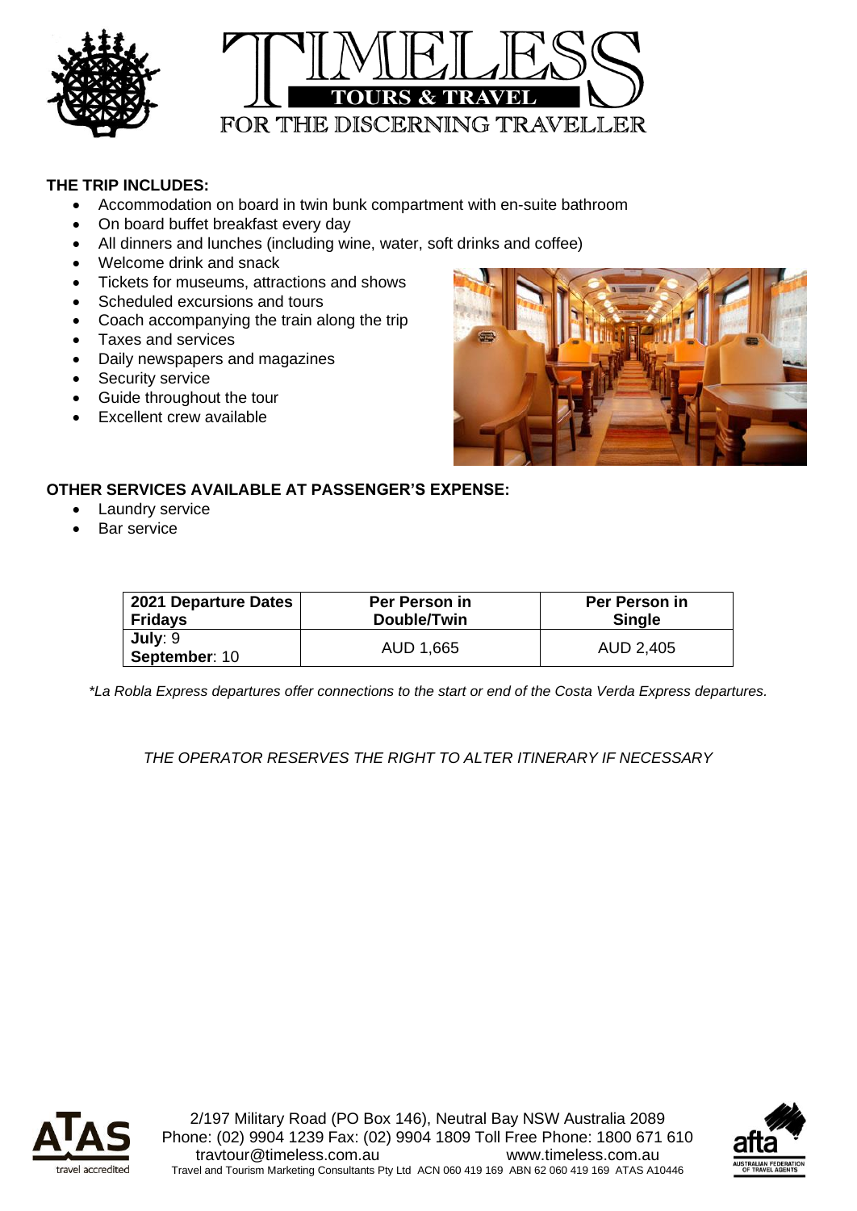**THE TRIP INCLUDES:**

- Accommodation on board in twin bunk compartment with en-suite bathroom
- On board buffet breakfast every day
- All dinners and lunches (including wine, water, soft drinks and coffee)
- Welcome drink and snack
- Tickets for museums, attractions and shows
- Scheduled excursions and tours
- Coach accompanying the train along the trip
- Taxes and services
- Daily newspapers and magazines
- Security service
- Guide throughout the tour
- Excellent crew available

**OTHER SERVICES AVAILABLE AT PASSENGER'S EXPENSE:**

- Laundry service
- Bar service

| 2021 Departure Dates Fridays | Per Person in Double/Twin | Per Person in Single |
|---|---|---|
| **July**: 9<br>**September**: 10 | AUD 1,665 | AUD 2,405 |

*\*La Robla Express departures offer connections to the start or end of the Costa Verda Express departures.*

*THE OPERATOR RESERVES THE RIGHT TO ALTER ITINERARY IF NECESSARY*

2/197 Military Road (PO Box 146), Neutral Bay NSW Australia 2089
Phone: (02) 9904 1239 Fax: (02) 9904 1809 Toll Free Phone: 1800 671 610
travtour@timeless.com.au www.timeless.com.au
Travel and Tourism Marketing Consultants Pty Ltd ACN 060 419 169 ABN 62 060 419 169 ATAS A10446